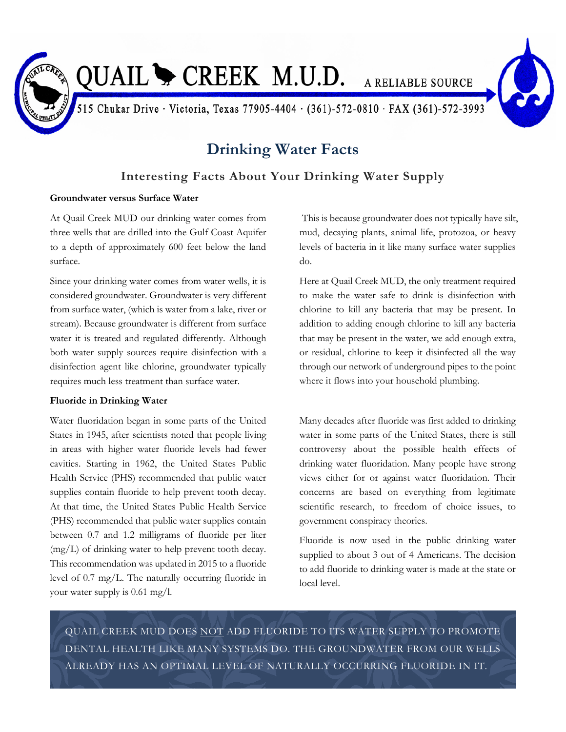QUAIL CREEK M.U.D. — A RELIABLE SOURCE

515 Chukar Drive · Victoria, Texas 77905-4404 · (361)-572-0810 · FAX (361)-572-3993

# Drinking Water Facts

## Interesting Facts About Your Drinking Water Supply

**Groundwater versus Surface Water**

At Quail Creek MUD our drinking water comes from three wells that are drilled into the Gulf Coast Aquifer to a depth of approximately 600 feet below the land surface.

Since your drinking water comes from water wells, it is considered groundwater. Groundwater is very different from surface water, (which is water from a lake, river or stream). Because groundwater is different from surface water it is treated and regulated differently. Although both water supply sources require disinfection with a disinfection agent like chlorine, groundwater typically requires much less treatment than surface water.

This is because groundwater does not typically have silt, mud, decaying plants, animal life, protozoa, or heavy levels of bacteria in it like many surface water supplies do.

Here at Quail Creek MUD, the only treatment required to make the water safe to drink is disinfection with chlorine to kill any bacteria that may be present. In addition to adding enough chlorine to kill any bacteria that may be present in the water, we add enough extra, or residual, chlorine to keep it disinfected all the way through our network of underground pipes to the point where it flows into your household plumbing.

**Fluoride in Drinking Water**

Water fluoridation began in some parts of the United States in 1945, after scientists noted that people living in areas with higher water fluoride levels had fewer cavities. Starting in 1962, the United States Public Health Service (PHS) recommended that public water supplies contain fluoride to help prevent tooth decay. At that time, the United States Public Health Service (PHS) recommended that public water supplies contain between 0.7 and 1.2 milligrams of fluoride per liter (mg/L) of drinking water to help prevent tooth decay. This recommendation was updated in 2015 to a fluoride level of 0.7 mg/L. The naturally occurring fluoride in your water supply is 0.61 mg/l.

Many decades after fluoride was first added to drinking water in some parts of the United States, there is still controversy about the possible health effects of drinking water fluoridation. Many people have strong views either for or against water fluoridation. Their concerns are based on everything from legitimate scientific research, to freedom of choice issues, to government conspiracy theories.

Fluoride is now used in the public drinking water supplied to about 3 out of 4 Americans. The decision to add fluoride to drinking water is made at the state or local level.

QUAIL CREEK MUD DOES NOT ADD FLUORIDE TO ITS WATER SUPPLY TO PROMOTE DENTAL HEALTH LIKE MANY SYSTEMS DO. THE GROUNDWATER FROM OUR WELLS ALREADY HAS AN OPTIMAL LEVEL OF NATURALLY OCCURRING FLUORIDE IN IT.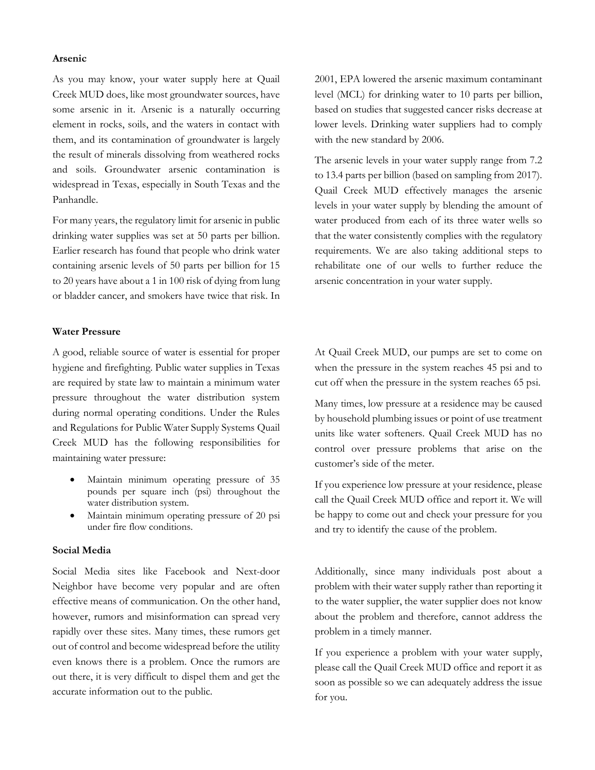**Arsenic**

As you may know, your water supply here at Quail Creek MUD does, like most groundwater sources, have some arsenic in it. Arsenic is a naturally occurring element in rocks, soils, and the waters in contact with them, and its contamination of groundwater is largely the result of minerals dissolving from weathered rocks and soils. Groundwater arsenic contamination is widespread in Texas, especially in South Texas and the Panhandle.

For many years, the regulatory limit for arsenic in public drinking water supplies was set at 50 parts per billion. Earlier research has found that people who drink water containing arsenic levels of 50 parts per billion for 15 to 20 years have about a 1 in 100 risk of dying from lung or bladder cancer, and smokers have twice that risk. In 2001, EPA lowered the arsenic maximum contaminant level (MCL) for drinking water to 10 parts per billion, based on studies that suggested cancer risks decrease at lower levels. Drinking water suppliers had to comply with the new standard by 2006.

The arsenic levels in your water supply range from 7.2 to 13.4 parts per billion (based on sampling from 2017). Quail Creek MUD effectively manages the arsenic levels in your water supply by blending the amount of water produced from each of its three water wells so that the water consistently complies with the regulatory requirements. We are also taking additional steps to rehabilitate one of our wells to further reduce the arsenic concentration in your water supply.

**Water Pressure**

A good, reliable source of water is essential for proper hygiene and firefighting. Public water supplies in Texas are required by state law to maintain a minimum water pressure throughout the water distribution system during normal operating conditions. Under the Rules and Regulations for Public Water Supply Systems Quail Creek MUD has the following responsibilities for maintaining water pressure:

- Maintain minimum operating pressure of 35 pounds per square inch (psi) throughout the water distribution system.
- Maintain minimum operating pressure of 20 psi under fire flow conditions.

At Quail Creek MUD, our pumps are set to come on when the pressure in the system reaches 45 psi and to cut off when the pressure in the system reaches 65 psi.

Many times, low pressure at a residence may be caused by household plumbing issues or point of use treatment units like water softeners. Quail Creek MUD has no control over pressure problems that arise on the customer's side of the meter.

If you experience low pressure at your residence, please call the Quail Creek MUD office and report it. We will be happy to come out and check your pressure for you and try to identify the cause of the problem.

**Social Media**

Social Media sites like Facebook and Next-door Neighbor have become very popular and are often effective means of communication. On the other hand, however, rumors and misinformation can spread very rapidly over these sites. Many times, these rumors get out of control and become widespread before the utility even knows there is a problem. Once the rumors are out there, it is very difficult to dispel them and get the accurate information out to the public.

Additionally, since many individuals post about a problem with their water supply rather than reporting it to the water supplier, the water supplier does not know about the problem and therefore, cannot address the problem in a timely manner.

If you experience a problem with your water supply, please call the Quail Creek MUD office and report it as soon as possible so we can adequately address the issue for you.